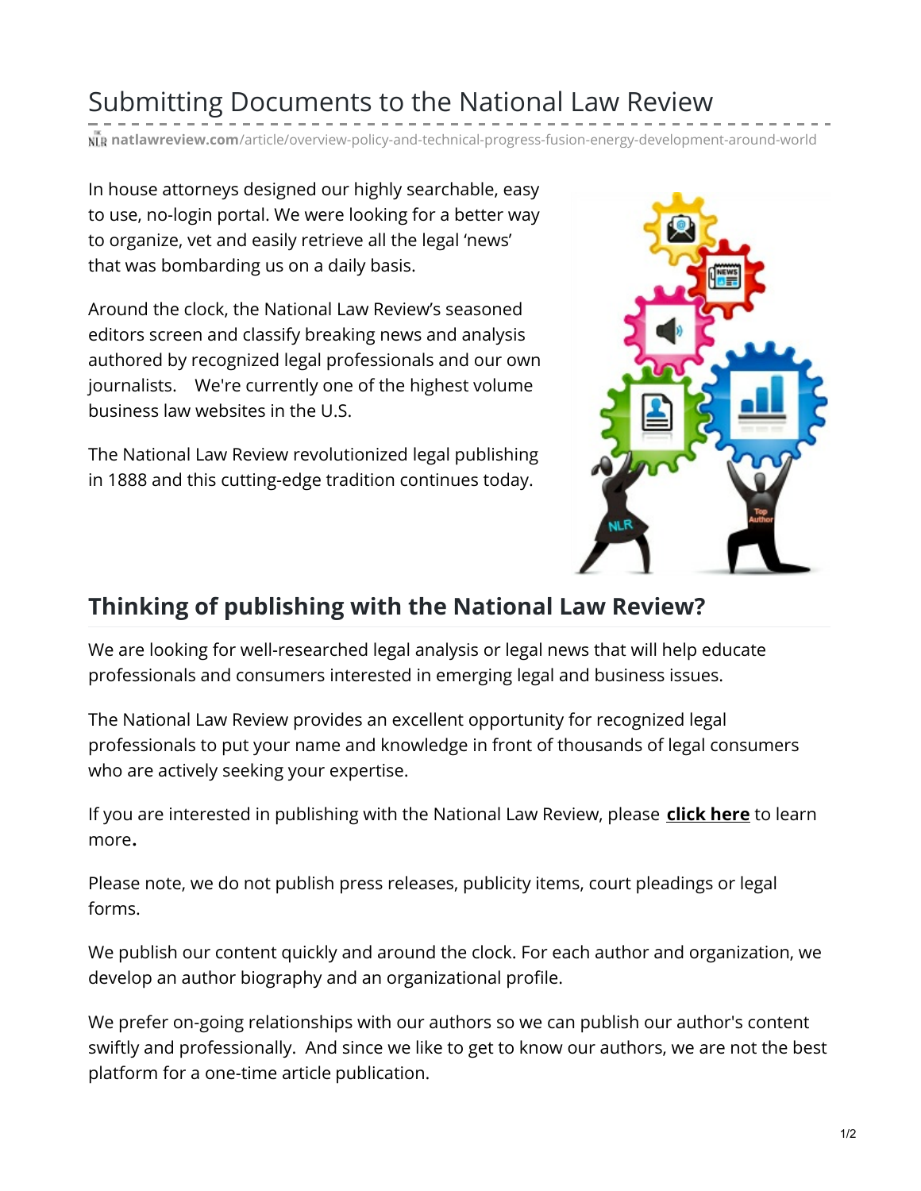# Submitting Documents to the National Law Review

natlawreview.com/article/overview-policy-and-technical-progress-fusion-energy-development-around-world

In house attorneys designed our highly searchable, easy to use, no-login portal. We were looking for a better way to organize, vet and easily retrieve all the legal 'news' that was bombarding us on a daily basis.

Around the clock, the National Law Review's seasoned editors screen and classify breaking news and analysis authored by recognized legal professionals and our own journalists. We're currently one of the highest volume business law websites in the U.S.

The National Law Review revolutionized legal publishing in 1888 and this cutting-edge tradition continues today.

## Thinking of publishing with the National Law Review?

We are looking for well-researched legal analysis or legal news that will help educate professionals and consumers interested in emerging legal and business issues.

The National Law Review provides an excellent opportunity for recognized legal professionals to put your name and knowledge in front of thousands of legal consumers who are actively seeking your expertise.

If you are interested in publishing with the National Law Review, please **click here** to learn more**.**

Please note, we do not publish press releases, publicity items, court pleadings or legal forms.

We publish our content quickly and around the clock. For each author and organization, we develop an author biography and an organizational profile.

We prefer on-going relationships with our authors so we can publish our author's content swiftly and professionally. And since we like to get to know our authors, we are not the best platform for a one-time article publication.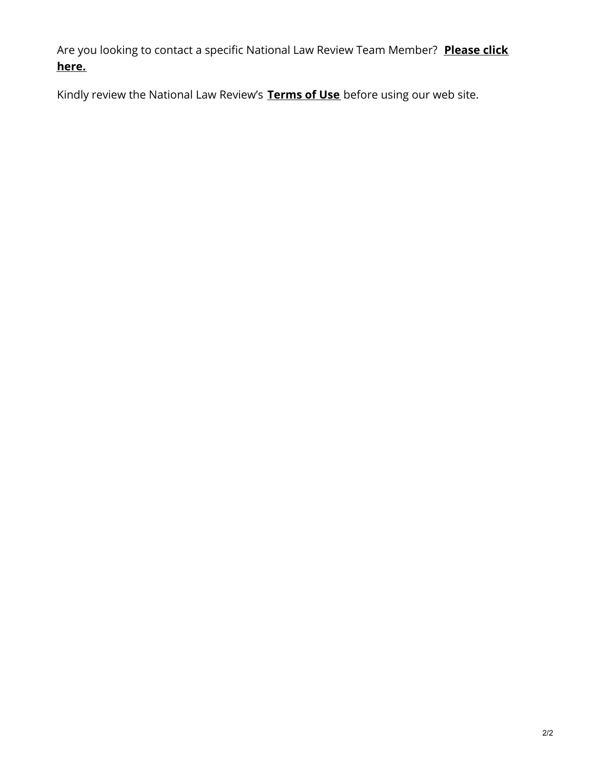Are you looking to contact a specific National Law Review Team Member? **Please click here.**

Kindly review the National Law Review's **Terms of Use** before using our web site.